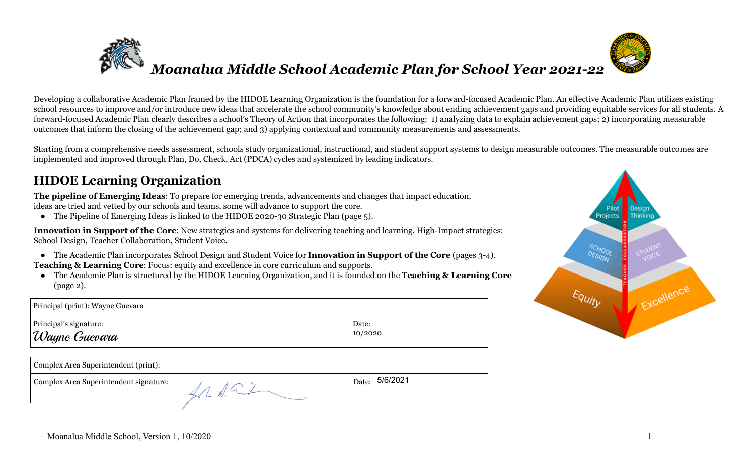# *Moanalua Middle School Academic Plan for School Year 2021-22*

Developing a collaborative Academic Plan framed by the HIDOE Learning Organization is the foundation for a forward-focused Academic Plan. An effective Academic Plan utilizes existing school resources to improve and/or introduce new ideas that accelerate the school community's knowledge about ending achievement gaps and providing equitable services for all students. A forward-focused Academic Plan clearly describes a school's Theory of Action that incorporates the following: 1) analyzing data to explain achievement gaps; 2) incorporating measurable outcomes that inform the closing of the achievement gap; and 3) applying contextual and community measurements and assessments.

Starting from a comprehensive needs assessment, schools study organizational, instructional, and student support systems to design measurable outcomes. The measurable outcomes are implemented and improved through Plan, Do, Check, Act (PDCA) cycles and systemized by leading indicators.

## HIDOE Learning Organization

**The pipeline of Emerging Ideas**: To prepare for emerging trends, advancements and changes that impact education, ideas are tried and vetted by our schools and teams, some will advance to support the core.

- The Pipeline of Emerging Ideas is linked to the HIDOE 2020-30 Strategic Plan (page 5).

**Innovation in Support of the Core**: New strategies and systems for delivering teaching and learning. High-Impact strategies: School Design, Teacher Collaboration, Student Voice.

- The Academic Plan incorporates School Design and Student Voice for **Innovation in Support of the Core** (pages 3-4).

**Teaching & Learning Core**: Focus: equity and excellence in core curriculum and supports.

- The Academic Plan is structured by the HIDOE Learning Organization, and it is founded on the **Teaching & Learning Core** (page 2).

| Principal (print): Wayne Guevara | |
|---|---|
| Principal's signature: *Wayne Guevara* | Date: 10/2020 |

| Complex Area Superintendent (print): | |
|---|---|
| Complex Area Superintendent signature: [signature] | Date: 5/6/2021 |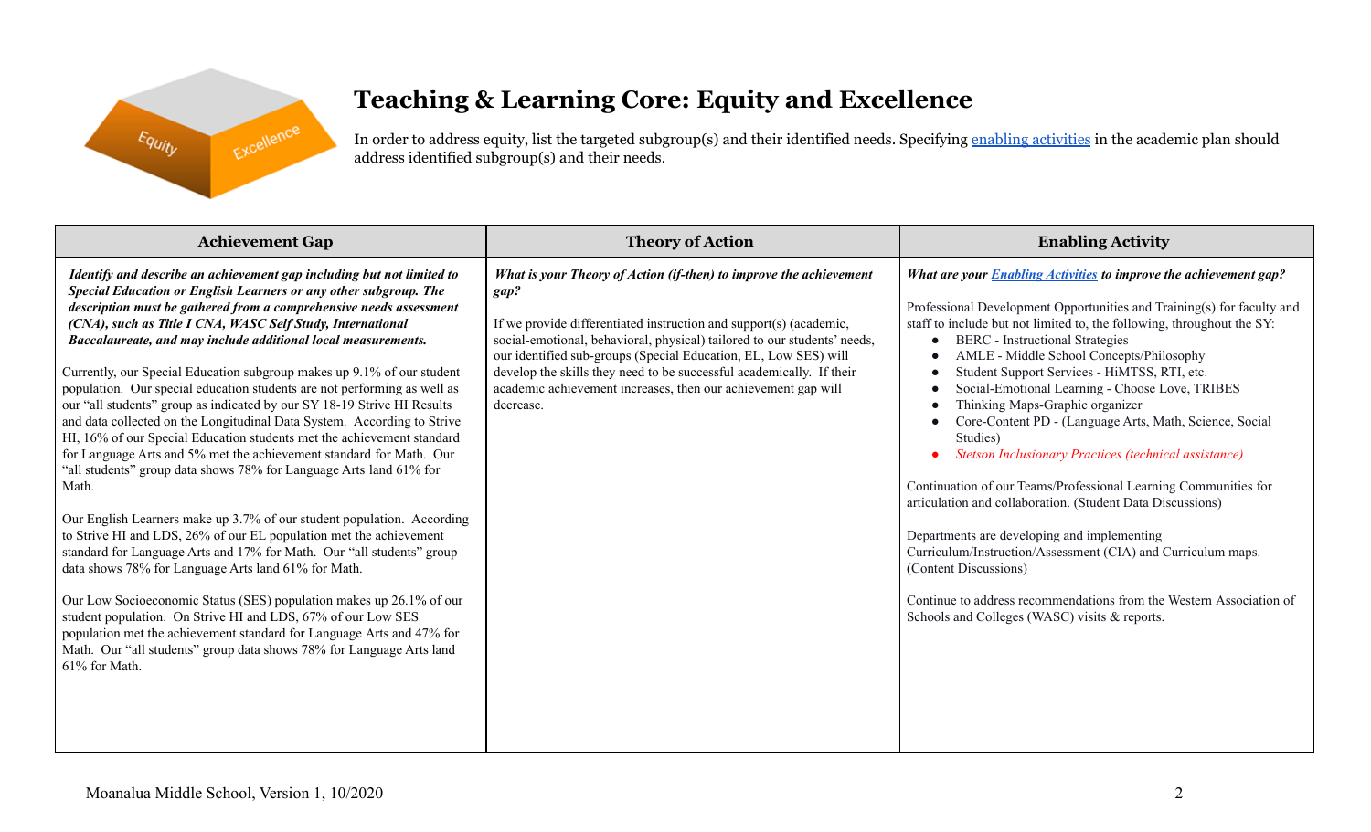# Teaching & Learning Core: Equity and Excellence

In order to address equity, list the targeted subgroup(s) and their identified needs. Specifying enabling activities in the academic plan should address identified subgroup(s) and their needs.

| Achievement Gap | Theory of Action | Enabling Activity |
|---|---|---|
| ***Identify and describe an achievement gap including but not limited to Special Education or English Learners or any other subgroup. The description must be gathered from a comprehensive needs assessment (CNA), such as Title I CNA, WASC Self Study, International Baccalaureate, and may include additional local measurements.***<br><br>Currently, our Special Education subgroup makes up 9.1% of our student population. Our special education students are not performing as well as our "all students" group as indicated by our SY 18-19 Strive HI Results and data collected on the Longitudinal Data System. According to Strive HI, 16% of our Special Education students met the achievement standard for Language Arts and 5% met the achievement standard for Math. Our "all students" group data shows 78% for Language Arts land 61% for Math.<br><br>Our English Learners make up 3.7% of our student population. According to Strive HI and LDS, 26% of our EL population met the achievement standard for Language Arts and 17% for Math. Our "all students" group data shows 78% for Language Arts land 61% for Math.<br><br>Our Low Socioeconomic Status (SES) population makes up 26.1% of our student population. On Strive HI and LDS, 67% of our Low SES population met the achievement standard for Language Arts and 47% for Math. Our "all students" group data shows 78% for Language Arts land 61% for Math. | ***What is your Theory of Action (if-then) to improve the achievement gap?***<br><br>If we provide differentiated instruction and support(s) (academic, social-emotional, behavioral, physical) tailored to our students' needs, our identified sub-groups (Special Education, EL, Low SES) will develop the skills they need to be successful academically. If their academic achievement increases, then our achievement gap will decrease. | ***What are your Enabling Activities to improve the achievement gap?***<br><br>Professional Development Opportunities and Training(s) for faculty and staff to include but not limited to, the following, throughout the SY:<br>• BERC - Instructional Strategies<br>• AMLE - Middle School Concepts/Philosophy<br>• Student Support Services - HiMTSS, RTI, etc.<br>• Social-Emotional Learning - Choose Love, TRIBES<br>• Thinking Maps-Graphic organizer<br>• Core-Content PD - (Language Arts, Math, Science, Social Studies)<br>• *Stetson Inclusionary Practices (technical assistance)*<br><br>Continuation of our Teams/Professional Learning Communities for articulation and collaboration. (Student Data Discussions)<br><br>Departments are developing and implementing Curriculum/Instruction/Assessment (CIA) and Curriculum maps. (Content Discussions)<br><br>Continue to address recommendations from the Western Association of Schools and Colleges (WASC) visits & reports. |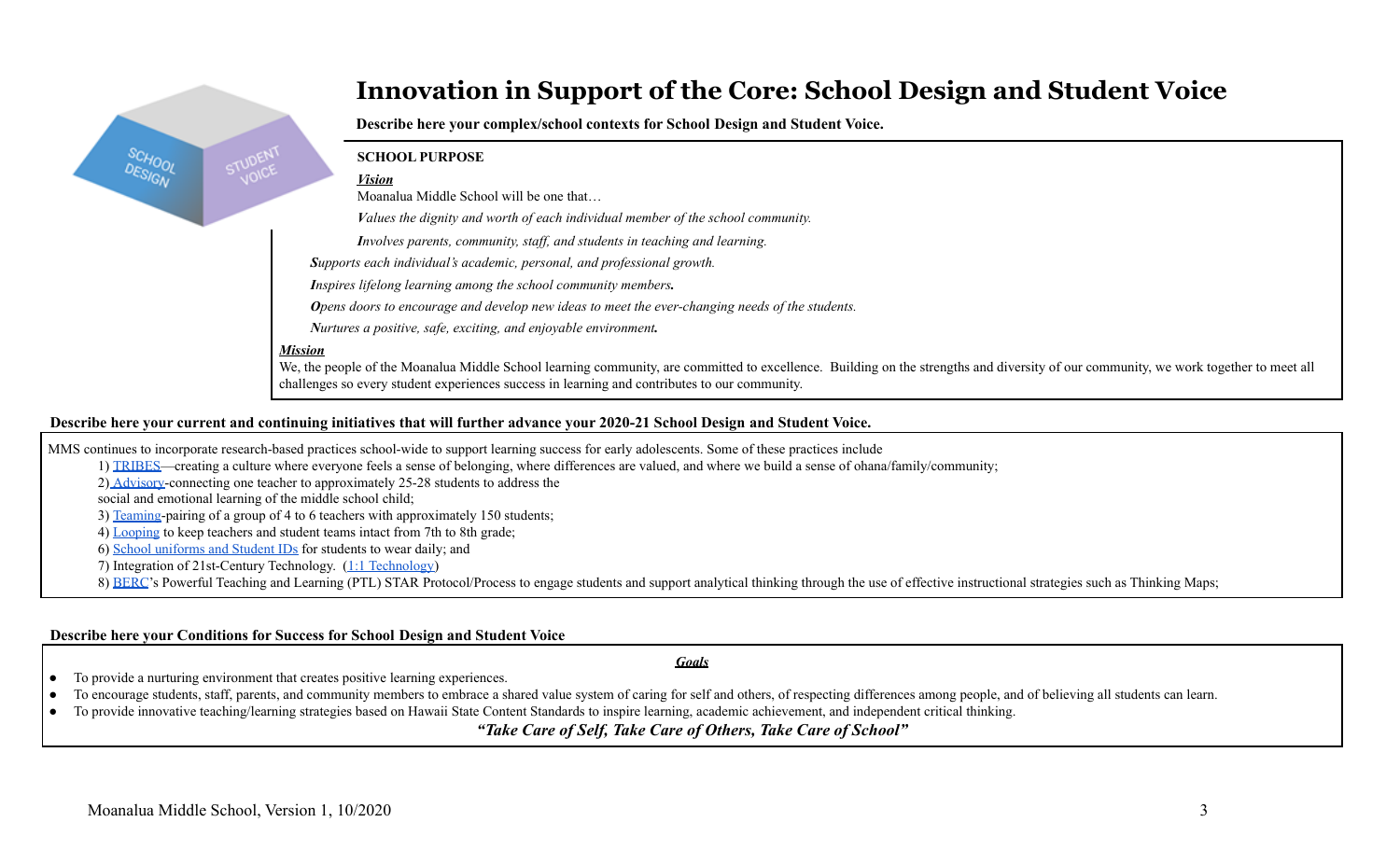# Innovation in Support of the Core: School Design and Student Voice

**Describe here your complex/school contexts for School Design and Student Voice.**

**SCHOOL PURPOSE**

***Vision***

Moanalua Middle School will be one that…

***V****alues the dignity and worth of each individual member of the school community.*

***I****nvolves parents, community, staff, and students in teaching and learning.*

***S****upports each individual's academic, personal, and professional growth.*

***I****nspires lifelong learning among the school community members.*

***O****pens doors to encourage and develop new ideas to meet the ever-changing needs of the students.*

***N****urtures a positive, safe, exciting, and enjoyable environment.*

***Mission***

We, the people of the Moanalua Middle School learning community, are committed to excellence. Building on the strengths and diversity of our community, we work together to meet all challenges so every student experiences success in learning and contributes to our community.

**Describe here your current and continuing initiatives that will further advance your 2020-21 School Design and Student Voice.**

MMS continues to incorporate research-based practices school-wide to support learning success for early adolescents. Some of these practices include

1) TRIBES—creating a culture where everyone feels a sense of belonging, where differences are valued, and where we build a sense of ohana/family/community;
2) Advisory-connecting one teacher to approximately 25-28 students to address the social and emotional learning of the middle school child;
3) Teaming-pairing of a group of 4 to 6 teachers with approximately 150 students;
4) Looping to keep teachers and student teams intact from 7th to 8th grade;
6) School uniforms and Student IDs for students to wear daily; and
7) Integration of 21st-Century Technology. (1:1 Technology)
8) BERC's Powerful Teaching and Learning (PTL) STAR Protocol/Process to engage students and support analytical thinking through the use of effective instructional strategies such as Thinking Maps;

**Describe here your Conditions for Success for School Design and Student Voice**

***Goals***

- To provide a nurturing environment that creates positive learning experiences.
- To encourage students, staff, parents, and community members to embrace a shared value system of caring for self and others, of respecting differences among people, and of believing all students can learn.
- To provide innovative teaching/learning strategies based on Hawaii State Content Standards to inspire learning, academic achievement, and independent critical thinking.

***"Take Care of Self, Take Care of Others, Take Care of School"***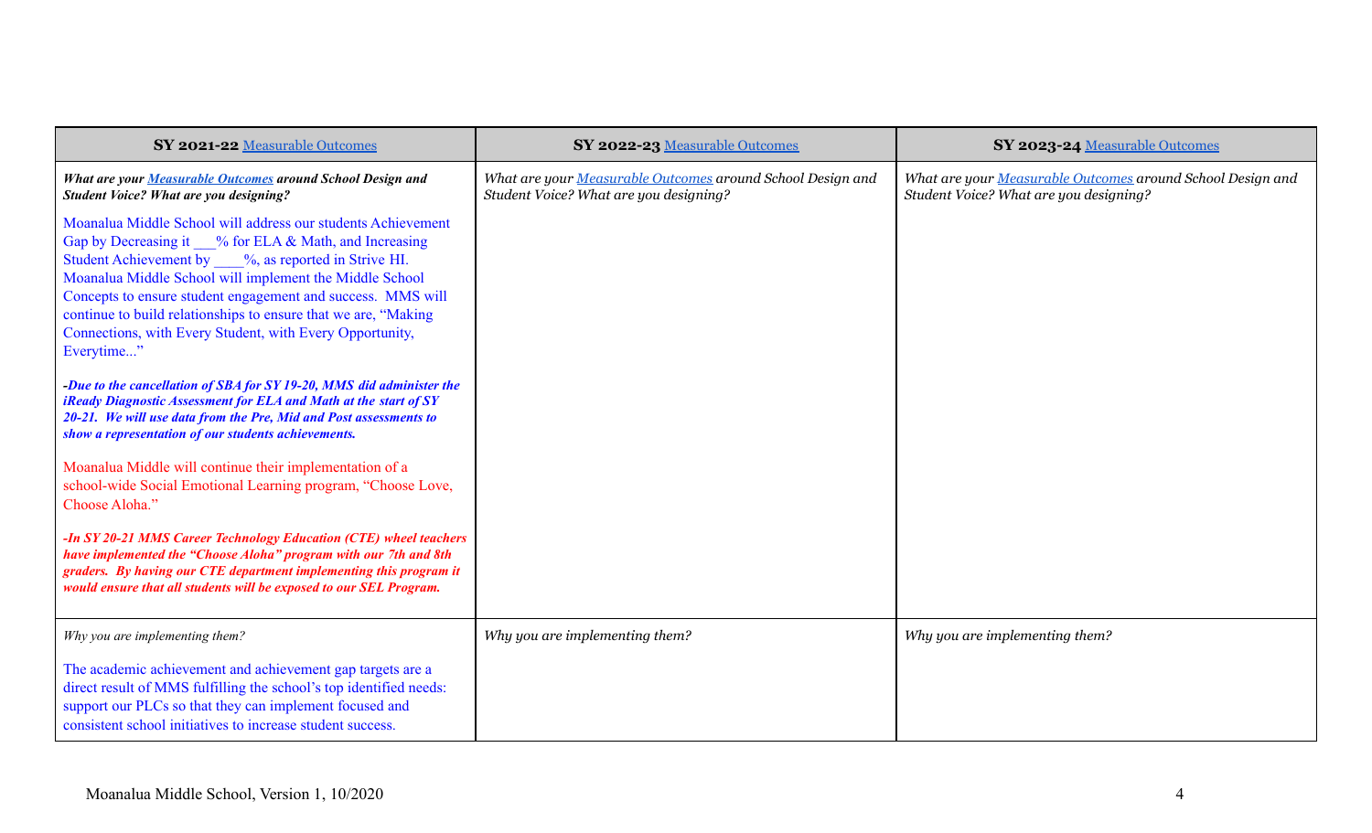| **SY 2021-22** Measurable Outcomes | **SY 2022-23** Measurable Outcomes | **SY 2023-24** Measurable Outcomes |
|---|---|---|
| ***What are your Measurable Outcomes around School Design and Student Voice? What are you designing?*** <br><br> Moanalua Middle School will address our students Achievement Gap by Decreasing it ___% for ELA & Math, and Increasing Student Achievement by ____%, as reported in Strive HI. Moanalua Middle School will implement the Middle School Concepts to ensure student engagement and success. MMS will continue to build relationships to ensure that we are, "Making Connections, with Every Student, with Every Opportunity, Everytime..." <br><br> ***-Due to the cancellation of SBA for SY 19-20, MMS did administer the iReady Diagnostic Assessment for ELA and Math at the start of SY 20-21. We will use data from the Pre, Mid and Post assessments to show a representation of our students achievements.*** <br><br> Moanalua Middle will continue their implementation of a school-wide Social Emotional Learning program, "Choose Love, Choose Aloha." <br><br> ***-In SY 20-21 MMS Career Technology Education (CTE) wheel teachers have implemented the "Choose Aloha" program with our 7th and 8th graders. By having our CTE department implementing this program it would ensure that all students will be exposed to our SEL Program.*** | *What are your Measurable Outcomes around School Design and Student Voice? What are you designing?* | *What are your Measurable Outcomes around School Design and Student Voice? What are you designing?* |
| *Why you are implementing them?* <br><br> The academic achievement and achievement gap targets are a direct result of MMS fulfilling the school's top identified needs: support our PLCs so that they can implement focused and consistent school initiatives to increase student success. | *Why you are implementing them?* | *Why you are implementing them?* |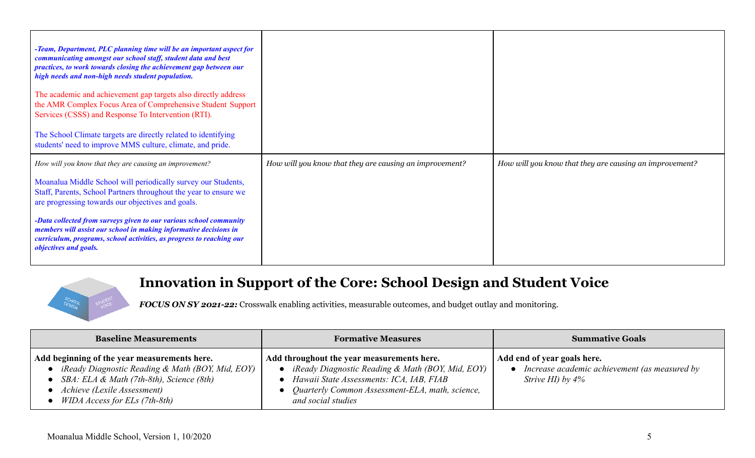| | | |
|---|---|---|
| ***-Team, Department, PLC planning time will be an important aspect for communicating amongst our school staff, student data and best practices, to work towards closing the achievement gap between our high needs and non-high needs student population.***<br><br>The academic and achievement gap targets also directly address the AMR Complex Focus Area of Comprehensive Student Support Services (CSSS) and Response To Intervention (RTI).<br><br>The School Climate targets are directly related to identifying students' need to improve MMS culture, climate, and pride. | | |
| *How will you know that they are causing an improvement?*<br><br>Moanalua Middle School will periodically survey our Students, Staff, Parents, School Partners throughout the year to ensure we are progressing towards our objectives and goals.<br><br>***-Data collected from surveys given to our various school community members will assist our school in making informative decisions in curriculum, programs, school activities, as progress to reaching our objectives and goals.*** | *How will you know that they are causing an improvement?* | *How will you know that they are causing an improvement?* |

## Innovation in Support of the Core: School Design and Student Voice

***FOCUS ON SY 2021-22:*** Crosswalk enabling activities, measurable outcomes, and budget outlay and monitoring.

| Baseline Measurements | Formative Measures | Summative Goals |
|---|---|---|
| **Add beginning of the year measurements here.**<br>• *iReady Diagnostic Reading & Math (BOY, Mid, EOY)*<br>• *SBA: ELA & Math (7th-8th), Science (8th)*<br>• *Achieve (Lexile Assessment)*<br>• *WIDA Access for ELs (7th-8th)* | **Add throughout the year measurements here.**<br>• *iReady Diagnostic Reading & Math (BOY, Mid, EOY)*<br>• *Hawaii State Assessments: ICA, IAB, FIAB*<br>• *Quarterly Common Assessment-ELA, math, science, and social studies* | **Add end of year goals here.**<br>• *Increase academic achievement (as measured by Strive HI) by 4%* |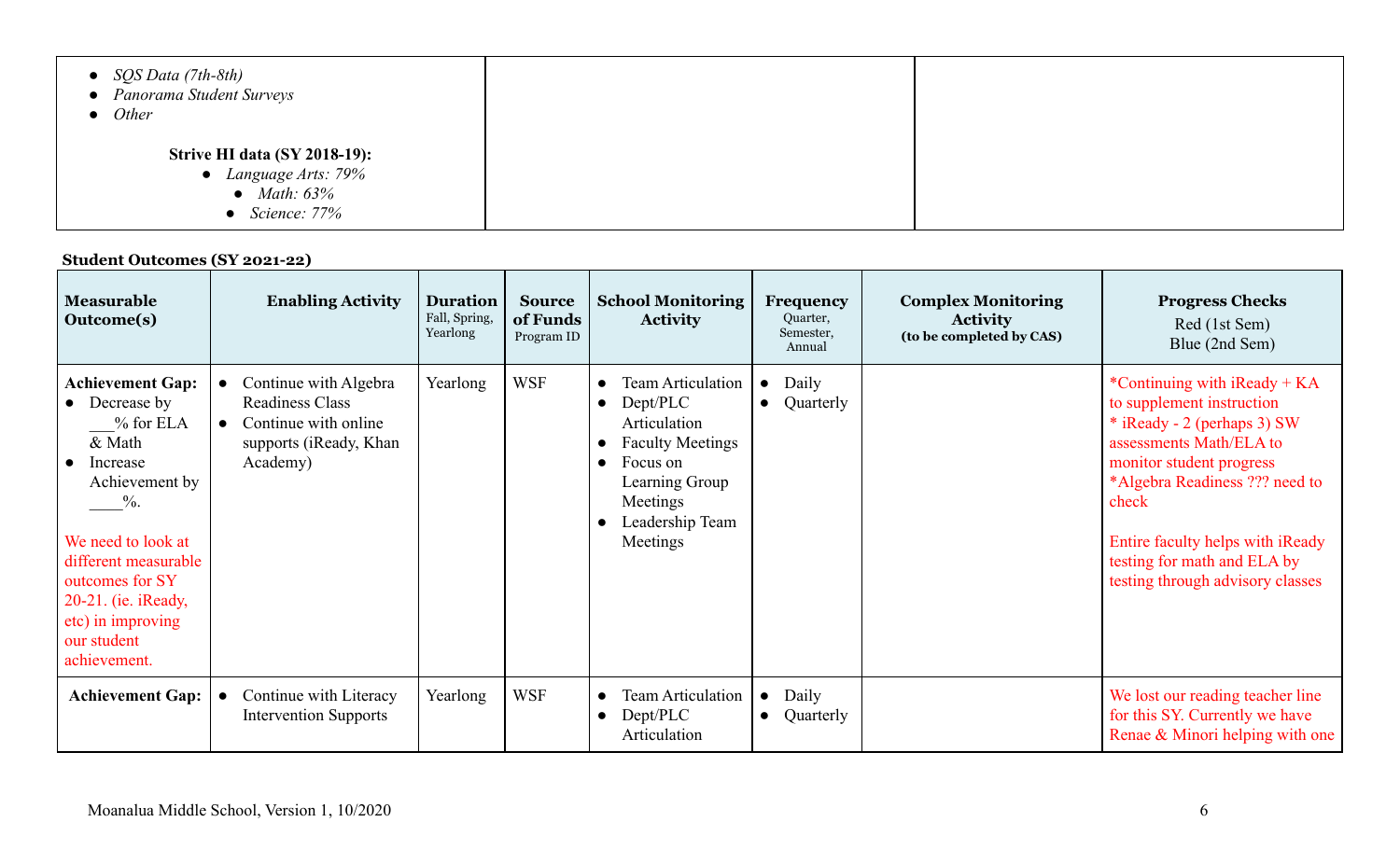| | | |
|---|---|---|
| • *SQS Data (7th-8th)*<br>• *Panorama Student Surveys*<br>• *Other*<br><br>**Strive HI data (SY 2018-19):**<br>• *Language Arts: 79%*<br>• *Math: 63%*<br>• *Science: 77%* | | |

**Student Outcomes (SY 2021-22)**

| Measurable Outcome(s) | Enabling Activity | Duration<br>Fall, Spring, Yearlong | Source of Funds<br>Program ID | School Monitoring Activity | Frequency<br>Quarter, Semester, Annual | Complex Monitoring Activity<br>(to be completed by CAS) | Progress Checks<br>Red (1st Sem)<br>Blue (2nd Sem) |
|---|---|---|---|---|---|---|---|
| **Achievement Gap:**<br>• Decrease by ___% for ELA & Math<br>• Increase Achievement by ____%.<br><br>We need to look at different measurable outcomes for SY 20-21. (ie. iReady, etc) in improving our student achievement. | • Continue with Algebra Readiness Class<br>• Continue with online supports (iReady, Khan Academy) | Yearlong | WSF | • Team Articulation<br>• Dept/PLC Articulation<br>• Faculty Meetings<br>• Focus on Learning Group Meetings<br>• Leadership Team Meetings | • Daily<br>• Quarterly | | *Continuing with iReady + KA to supplement instruction<br>* iReady - 2 (perhaps 3) SW assessments Math/ELA to monitor student progress<br>*Algebra Readiness ??? need to check<br><br>Entire faculty helps with iReady testing for math and ELA by testing through advisory classes |
| **Achievement Gap:** | • Continue with Literacy Intervention Supports | Yearlong | WSF | • Team Articulation<br>• Dept/PLC Articulation | • Daily<br>• Quarterly | | We lost our reading teacher line for this SY. Currently we have Renae & Minori helping with one |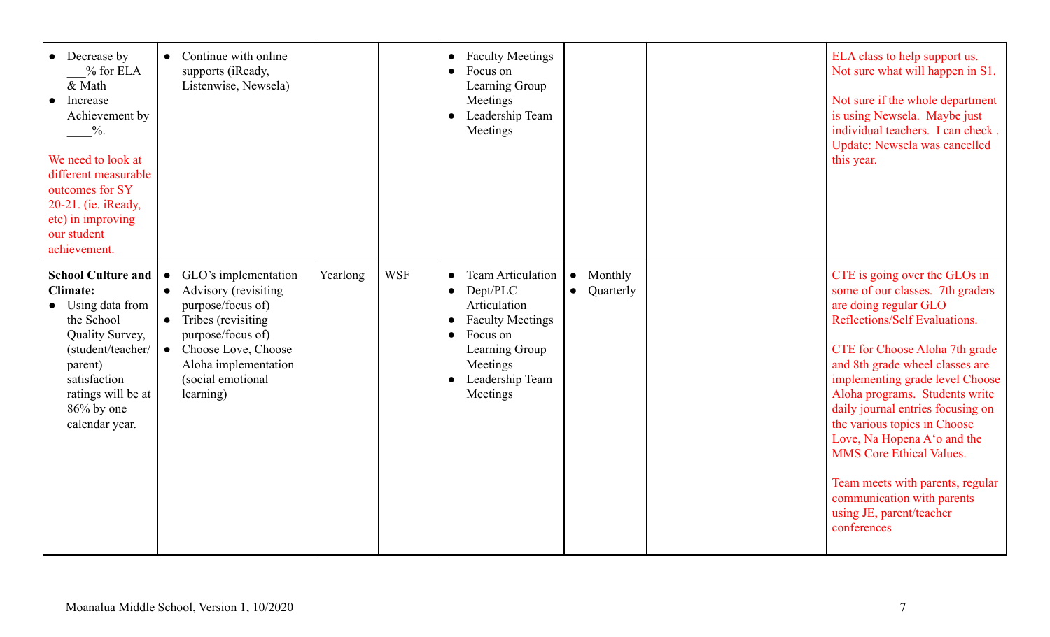| | | | | | | | |
|---|---|---|---|---|---|---|---|
| • Decrease by \_\_\_% for ELA & Math<br>• Increase Achievement by \_\_\_\_%.<br><br>We need to look at different measurable outcomes for SY 20-21. (ie. iReady, etc) in improving our student achievement. | • Continue with online supports (iReady, Listenwise, Newsela) | | | • Faculty Meetings<br>• Focus on Learning Group Meetings<br>• Leadership Team Meetings | | | ELA class to help support us. Not sure what will happen in S1.<br><br>Not sure if the whole department is using Newsela. Maybe just individual teachers. I can check . Update: Newsela was cancelled this year. |
| **School Culture and Climate:**<br>• Using data from the School Quality Survey, (student/teacher/parent) satisfaction ratings will be at 86% by one calendar year. | • GLO's implementation<br>• Advisory (revisiting purpose/focus of)<br>• Tribes (revisiting purpose/focus of)<br>• Choose Love, Choose Aloha implementation (social emotional learning) | Yearlong | WSF | • Team Articulation<br>• Dept/PLC Articulation<br>• Faculty Meetings<br>• Focus on Learning Group Meetings<br>• Leadership Team Meetings | • Monthly<br>• Quarterly | | CTE is going over the GLOs in some of our classes. 7th graders are doing regular GLO Reflections/Self Evaluations.<br><br>CTE for Choose Aloha 7th grade and 8th grade wheel classes are implementing grade level Choose Aloha programs. Students write daily journal entries focusing on the various topics in Choose Love, Na Hopena A'o and the MMS Core Ethical Values.<br><br>Team meets with parents, regular communication with parents using JE, parent/teacher conferences |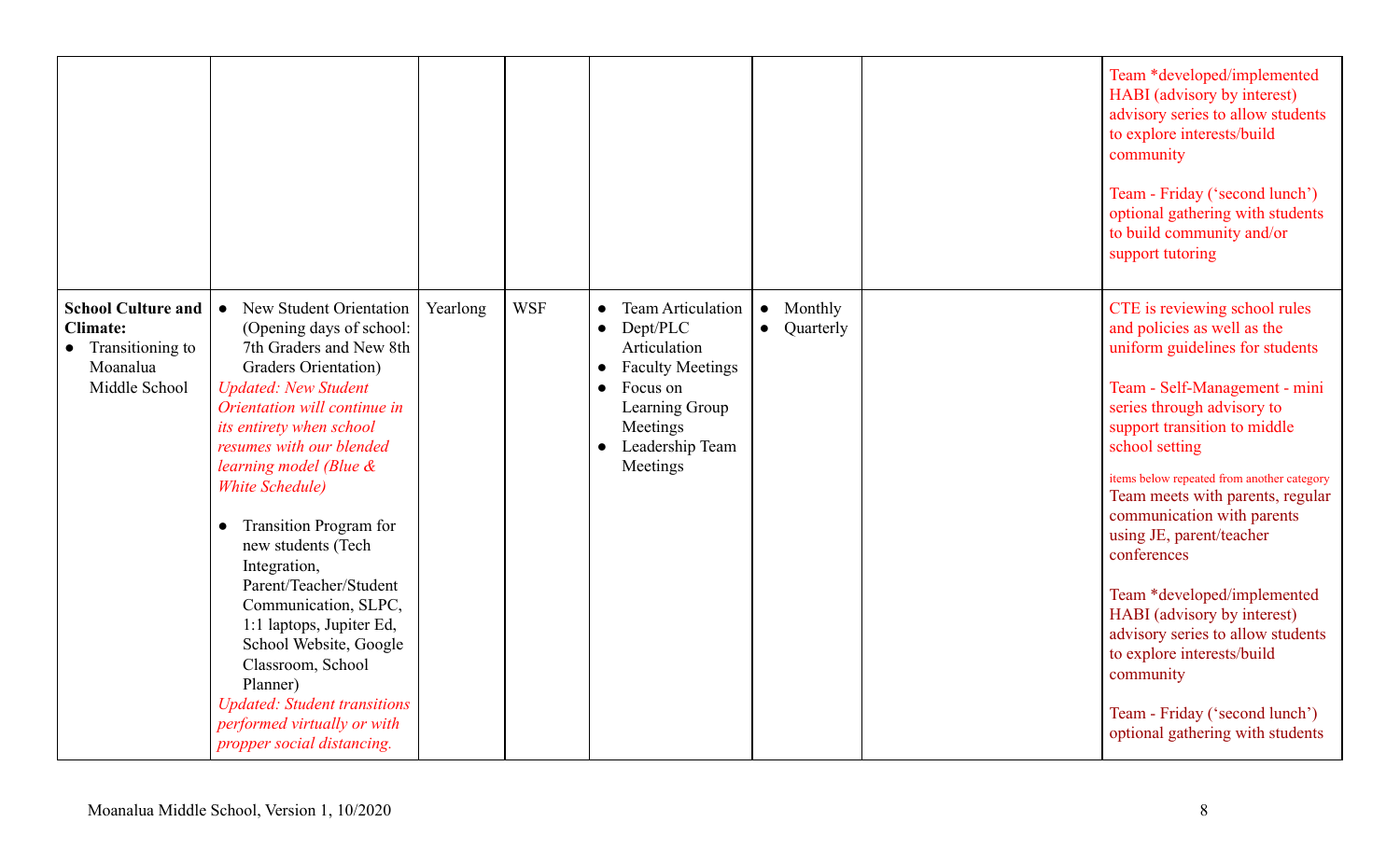| | | | | | | | |
|---|---|---|---|---|---|---|---|
| | | | | | | | Team *developed/implemented HABI (advisory by interest) advisory series to allow students to explore interests/build community<br><br>Team - Friday ('second lunch') optional gathering with students to build community and/or support tutoring |
| **School Culture and Climate:**<br>• Transitioning to Moanalua Middle School | • New Student Orientation (Opening days of school: 7th Graders and New 8th Graders Orientation)<br>*Updated: New Student Orientation will continue in its entirety when school resumes with our blended learning model (Blue & White Schedule)*<br><br>• Transition Program for new students (Tech Integration, Parent/Teacher/Student Communication, SLPC, 1:1 laptops, Jupiter Ed, School Website, Google Classroom, School Planner)<br>*Updated: Student transitions performed virtually or with propper social distancing.* | Yearlong | WSF | • Team Articulation<br>• Dept/PLC Articulation<br>• Faculty Meetings<br>• Focus on Learning Group Meetings<br>• Leadership Team Meetings | • Monthly<br>• Quarterly | | CTE is reviewing school rules and policies as well as the uniform guidelines for students<br><br>Team - Self-Management - mini series through advisory to support transition to middle school setting<br><br>items below repeated from another category<br>Team meets with parents, regular communication with parents using JE, parent/teacher conferences<br><br>Team *developed/implemented HABI (advisory by interest) advisory series to allow students to explore interests/build community<br><br>Team - Friday ('second lunch') optional gathering with students |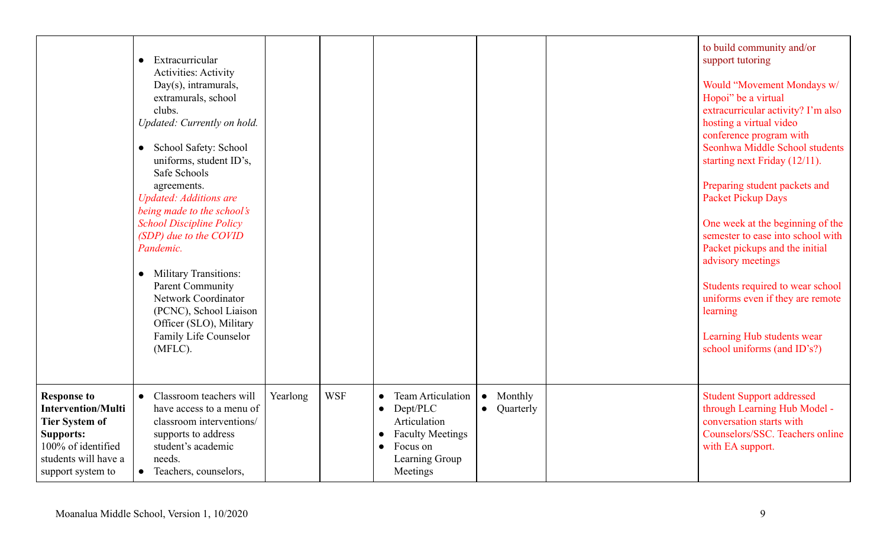| | | | | | | | |
|---|---|---|---|---|---|---|---|
| | • Extracurricular Activities: Activity Day(s), intramurals, extramurals, school clubs.<br>*Updated: Currently on hold.*<br><br>• School Safety: School uniforms, student ID's, Safe Schools agreements.<br>*Updated: Additions are being made to the school's School Discipline Policy (SDP) due to the COVID Pandemic.*<br><br>• Military Transitions: Parent Community Network Coordinator (PCNC), School Liaison Officer (SLO), Military Family Life Counselor (MFLC). | | | | | | to build community and/or support tutoring<br><br>Would "Movement Mondays w/ Hopoi" be a virtual extracurricular activity? I'm also hosting a virtual video conference program with Seonhwa Middle School students starting next Friday (12/11).<br><br>Preparing student packets and Packet Pickup Days<br><br>One week at the beginning of the semester to ease into school with Packet pickups and the initial advisory meetings<br><br>Students required to wear school uniforms even if they are remote learning<br><br>Learning Hub students wear school uniforms (and ID's?) |
| **Response to Intervention/Multi Tier System of Supports:**<br>100% of identified students will have a support system to | • Classroom teachers will have access to a menu of classroom interventions/ supports to address student's academic needs.<br>• Teachers, counselors, | Yearlong | WSF | • Team Articulation<br>• Dept/PLC Articulation<br>• Faculty Meetings<br>• Focus on Learning Group Meetings | • Monthly<br>• Quarterly | | Student Support addressed through Learning Hub Model - conversation starts with Counselors/SSC. Teachers online with EA support. |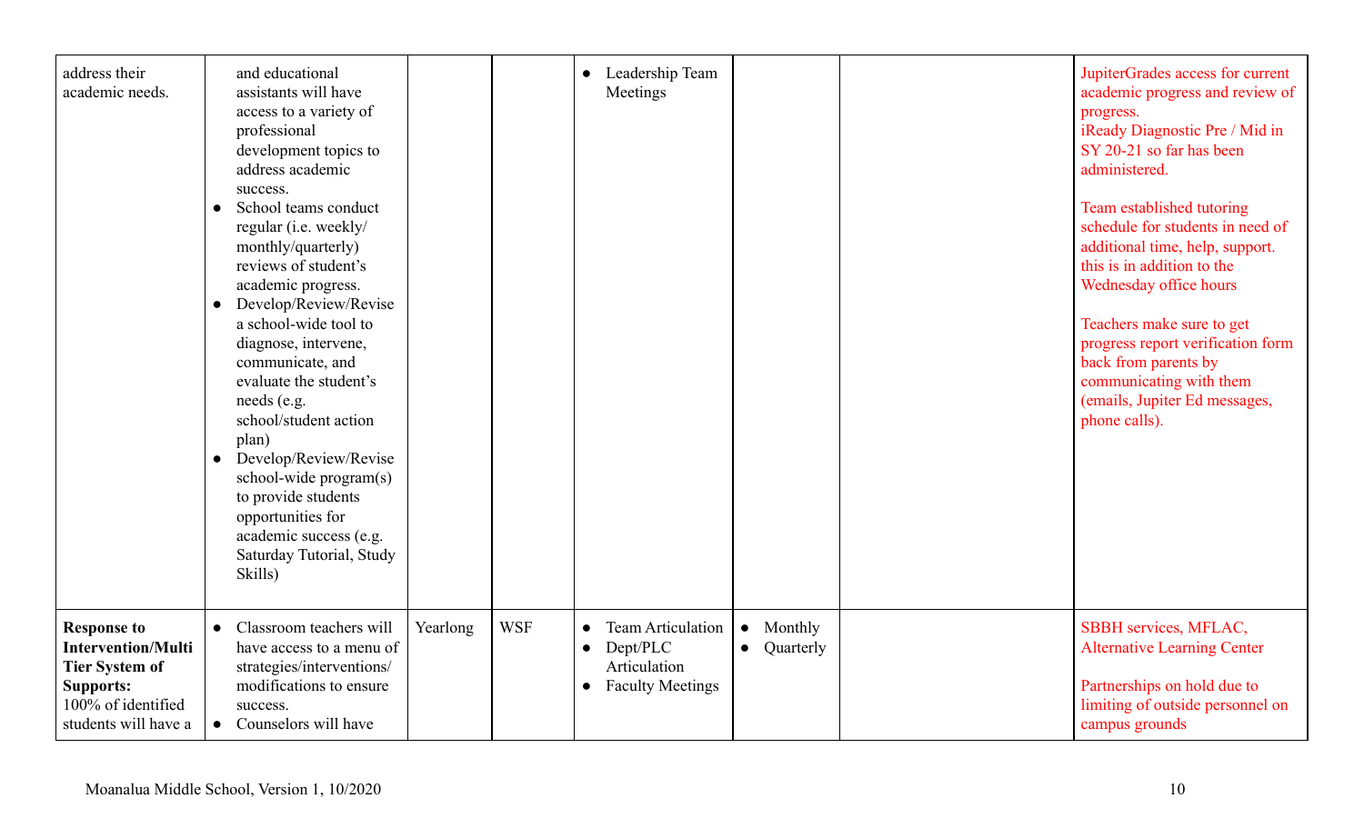| | | | | | | | |
|---|---|---|---|---|---|---|---|
| address their academic needs. | and educational assistants will have access to a variety of professional development topics to address academic success.<br>● School teams conduct regular (i.e. weekly/ monthly/quarterly) reviews of student's academic progress.<br>● Develop/Review/Revise a school-wide tool to diagnose, intervene, communicate, and evaluate the student's needs (e.g. school/student action plan)<br>● Develop/Review/Revise school-wide program(s) to provide students opportunities for academic success (e.g. Saturday Tutorial, Study Skills) | | | ● Leadership Team Meetings | | | JupiterGrades access for current academic progress and review of progress.<br>iReady Diagnostic Pre / Mid in SY 20-21 so far has been administered.<br><br>Team established tutoring schedule for students in need of additional time, help, support. this is in addition to the Wednesday office hours<br><br>Teachers make sure to get progress report verification form back from parents by communicating with them (emails, Jupiter Ed messages, phone calls). |
| **Response to Intervention/Multi Tier System of Supports:** 100% of identified students will have a | ● Classroom teachers will have access to a menu of strategies/interventions/ modifications to ensure success.<br>● Counselors will have | Yearlong | WSF | ● Team Articulation<br>● Dept/PLC Articulation<br>● Faculty Meetings | ● Monthly<br>● Quarterly | | SBBH services, MFLAC, Alternative Learning Center<br><br>Partnerships on hold due to limiting of outside personnel on campus grounds |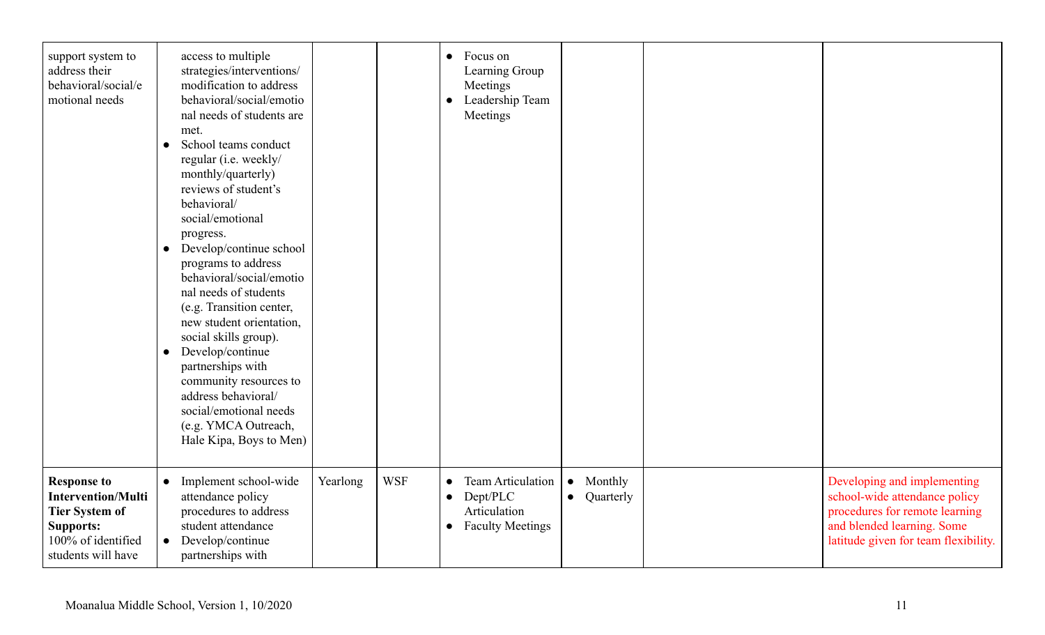| | | | | | | | |
|---|---|---|---|---|---|---|---|
| support system to address their behavioral/social/emotional needs | access to multiple strategies/interventions/modification to address behavioral/social/emotional needs of students are met.<br>• School teams conduct regular (i.e. weekly/monthly/quarterly) reviews of student's behavioral/social/emotional progress.<br>• Develop/continue school programs to address behavioral/social/emotional needs of students (e.g. Transition center, new student orientation, social skills group).<br>• Develop/continue partnerships with community resources to address behavioral/social/emotional needs (e.g. YMCA Outreach, Hale Kipa, Boys to Men) | | | • Focus on Learning Group Meetings<br>• Leadership Team Meetings | | | |
| **Response to Intervention/Multi Tier System of Supports:** 100% of identified students will have | • Implement school-wide attendance policy procedures to address student attendance<br>• Develop/continue partnerships with | Yearlong | WSF | • Team Articulation<br>• Dept/PLC Articulation<br>• Faculty Meetings | • Monthly<br>• Quarterly | | Developing and implementing school-wide attendance policy procedures for remote learning and blended learning. Some latitude given for team flexibility. |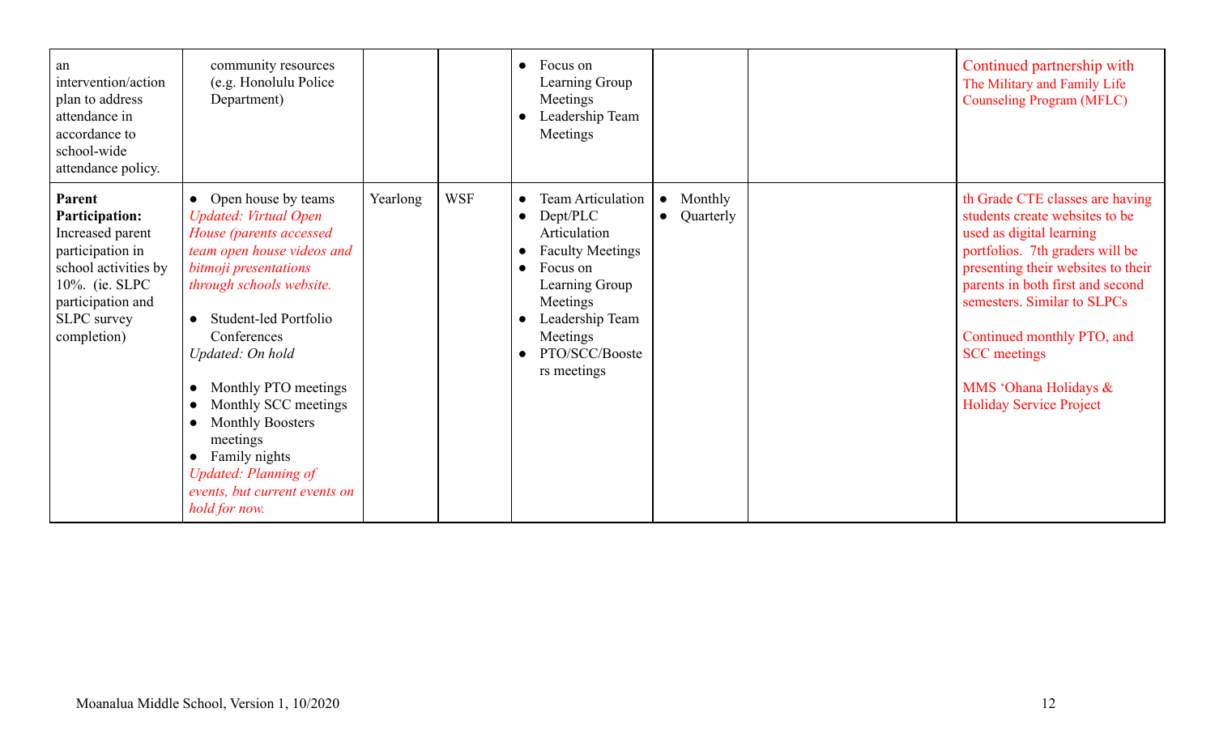| | | | | | | | |
|---|---|---|---|---|---|---|---|
| an intervention/action plan to address attendance in accordance to school-wide attendance policy. | community resources (e.g. Honolulu Police Department) | | | • Focus on Learning Group Meetings<br>• Leadership Team Meetings | | | Continued partnership with The Military and Family Life Counseling Program (MFLC) |
| **Parent Participation:** Increased parent participation in school activities by 10%. (ie. SLPC participation and SLPC survey completion) | • Open house by teams<br>*Updated: Virtual Open House (parents accessed team open house videos and bitmoji presentations through schools website.*<br><br>• Student-led Portfolio Conferences<br>*Updated: On hold*<br><br>• Monthly PTO meetings<br>• Monthly SCC meetings<br>• Monthly Boosters meetings<br>• Family nights<br>*Updated: Planning of events, but current events on hold for now.* | Yearlong | WSF | • Team Articulation<br>• Dept/PLC Articulation<br>• Faculty Meetings<br>• Focus on Learning Group Meetings<br>• Leadership Team Meetings<br>• PTO/SCC/Boosters meetings | • Monthly<br>• Quarterly | | th Grade CTE classes are having students create websites to be used as digital learning portfolios. 7th graders will be presenting their websites to their parents in both first and second semesters. Similar to SLPCs<br><br>Continued monthly PTO, and SCC meetings<br><br>MMS 'Ohana Holidays & Holiday Service Project |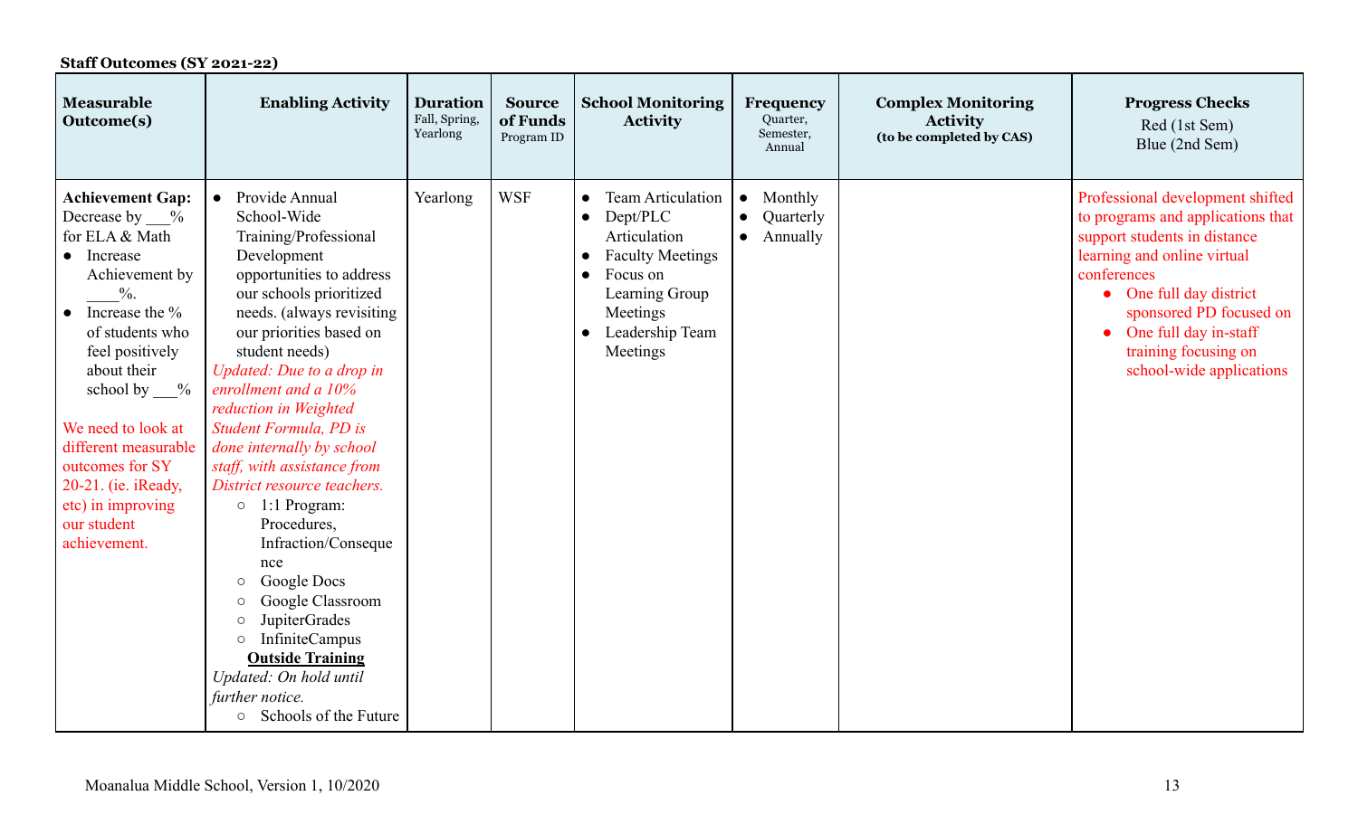**Staff Outcomes (SY 2021-22)**

| Measurable Outcome(s) | Enabling Activity | Duration<br>Fall, Spring, Yearlong | Source of Funds<br>Program ID | School Monitoring Activity | Frequency<br>Quarter, Semester, Annual | Complex Monitoring Activity<br>(to be completed by CAS) | Progress Checks<br>Red (1st Sem)<br>Blue (2nd Sem) |
|---|---|---|---|---|---|---|---|
| **Achievement Gap:** Decrease by ___% for ELA & Math<br>• Increase Achievement by ____%.<br>• Increase the % of students who feel positively about their school by ___%<br><br>We need to look at different measurable outcomes for SY 20-21. (ie. iReady, etc) in improving our student achievement. | • Provide Annual School-Wide Training/Professional Development opportunities to address our schools prioritized needs. (always revisiting our priorities based on student needs)<br>*Updated: Due to a drop in enrollment and a 10% reduction in Weighted Student Formula, PD is done internally by school staff, with assistance from District resource teachers.*<br>○ 1:1 Program: Procedures, Infraction/Consequence<br>○ Google Docs<br>○ Google Classroom<br>○ JupiterGrades<br>○ InfiniteCampus<br>**<u>Outside Training</u>**<br>*Updated: On hold until further notice.*<br>○ Schools of the Future | Yearlong | WSF | • Team Articulation<br>• Dept/PLC Articulation<br>• Faculty Meetings<br>• Focus on Learning Group Meetings<br>• Leadership Team Meetings | • Monthly<br>• Quarterly<br>• Annually | | Professional development shifted to programs and applications that support students in distance learning and online virtual conferences<br>• One full day district sponsored PD focused on<br>• One full day in-staff training focusing on school-wide applications |

Moanalua Middle School, Version 1, 10/2020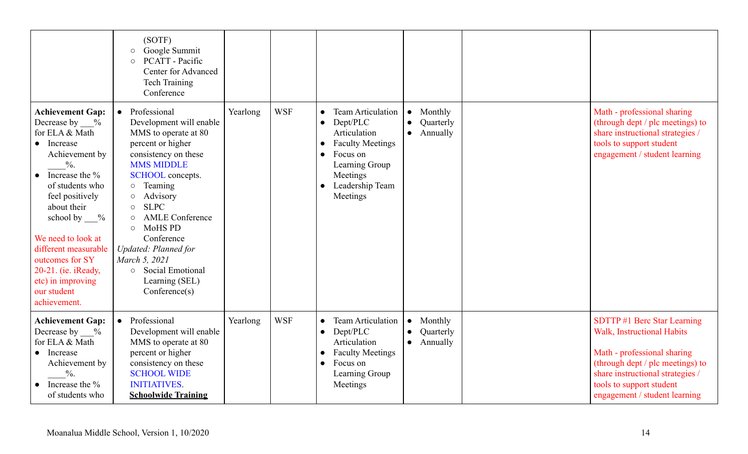| | | | | | | | |
|---|---|---|---|---|---|---|---|
| | (SOTF)<br>○ Google Summit<br>○ PCATT - Pacific Center for Advanced Tech Training Conference | | | | | | |
| **Achievement Gap:** Decrease by ___% for ELA & Math<br>● Increase Achievement by ____%.<br>● Increase the % of students who feel positively about their school by ___%<br><br>We need to look at different measurable outcomes for SY 20-21. (ie. iReady, etc) in improving our student achievement. | ● Professional Development will enable MMS to operate at 80 percent or higher consistency on these MMS MIDDLE SCHOOL concepts.<br>○ Teaming<br>○ Advisory<br>○ SLPC<br>○ AMLE Conference<br>○ MoHS PD Conference<br>*Updated: Planned for March 5, 2021*<br>○ Social Emotional Learning (SEL) Conference(s) | Yearlong | WSF | ● Team Articulation<br>● Dept/PLC Articulation<br>● Faculty Meetings<br>● Focus on Learning Group Meetings<br>● Leadership Team Meetings | ● Monthly<br>● Quarterly<br>● Annually | | Math - professional sharing (through dept / plc meetings) to share instructional strategies / tools to support student engagement / student learning |
| **Achievement Gap:** Decrease by ___% for ELA & Math<br>● Increase Achievement by ____%.<br>● Increase the % of students who | ● Professional Development will enable MMS to operate at 80 percent or higher consistency on these SCHOOL WIDE INITIATIVES.<br>**<u>Schoolwide Training</u>** | Yearlong | WSF | ● Team Articulation<br>● Dept/PLC Articulation<br>● Faculty Meetings<br>● Focus on Learning Group Meetings | ● Monthly<br>● Quarterly<br>● Annually | | SDTTP #1 Berc Star Learning Walk, Instructional Habits<br><br>Math - professional sharing (through dept / plc meetings) to share instructional strategies / tools to support student engagement / student learning |

Moanalua Middle School, Version 1, 10/2020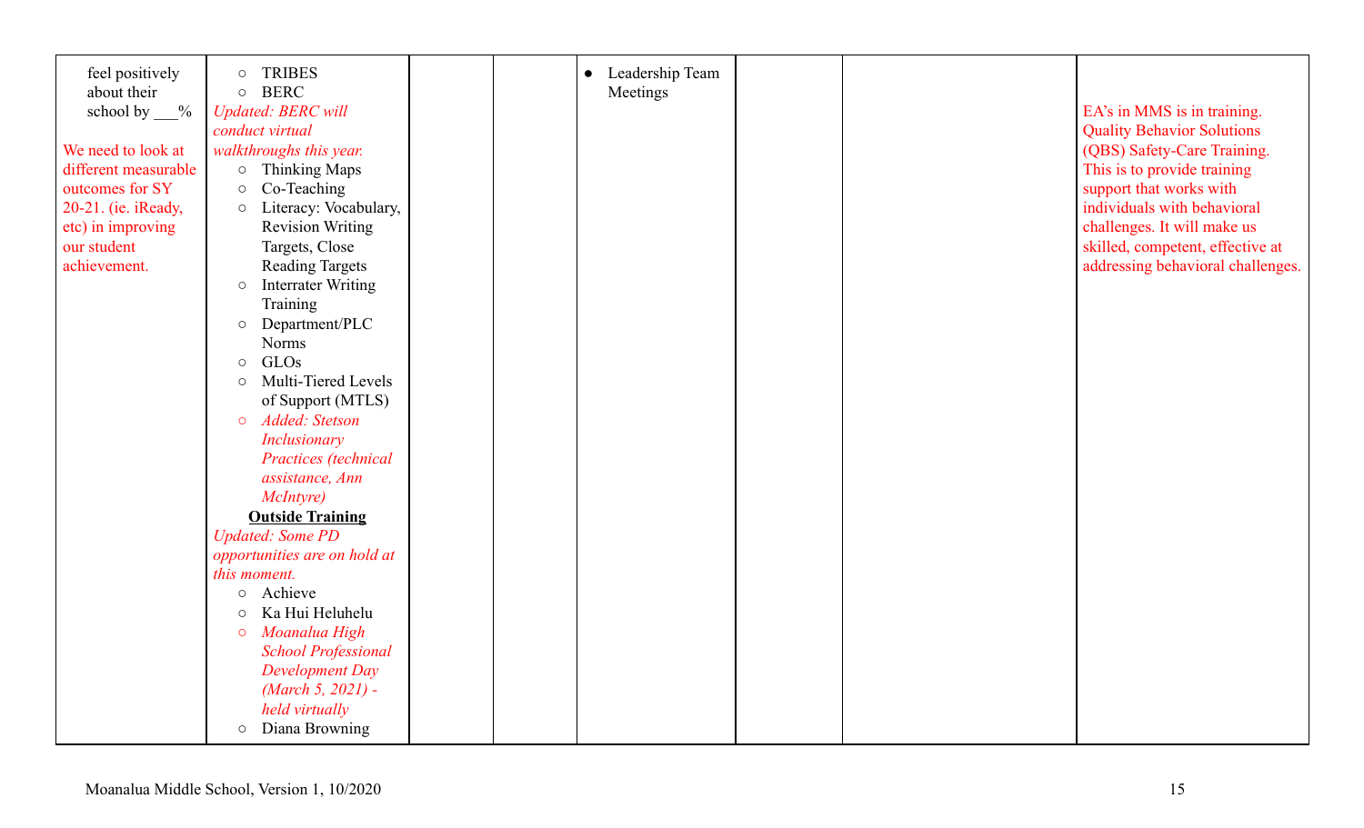| | | | | | | | |
|---|---|---|---|---|---|---|---|
| feel positively about their school by ___%<br><br>We need to look at different measurable outcomes for SY 20-21. (ie. iReady, etc) in improving our student achievement. | ○ TRIBES<br>○ BERC<br>*Updated: BERC will conduct virtual walkthroughs this year.*<br>○ Thinking Maps<br>○ Co-Teaching<br>○ Literacy: Vocabulary, Revision Writing Targets, Close Reading Targets<br>○ Interrater Writing Training<br>○ Department/PLC Norms<br>○ GLOs<br>○ Multi-Tiered Levels of Support (MTLS)<br>○ *Added: Stetson Inclusionary Practices (technical assistance, Ann McIntyre)*<br>**Outside Training**<br>*Updated: Some PD opportunities are on hold at this moment.*<br>○ Achieve<br>○ Ka Hui Heluhelu<br>○ *Moanalua High School Professional Development Day (March 5, 2021) - held virtually*<br>○ Diana Browning | | | ● Leadership Team Meetings | | | EA's in MMS is in training. Quality Behavior Solutions (QBS) Safety-Care Training. This is to provide training support that works with individuals with behavioral challenges. It will make us skilled, competent, effective at addressing behavioral challenges. |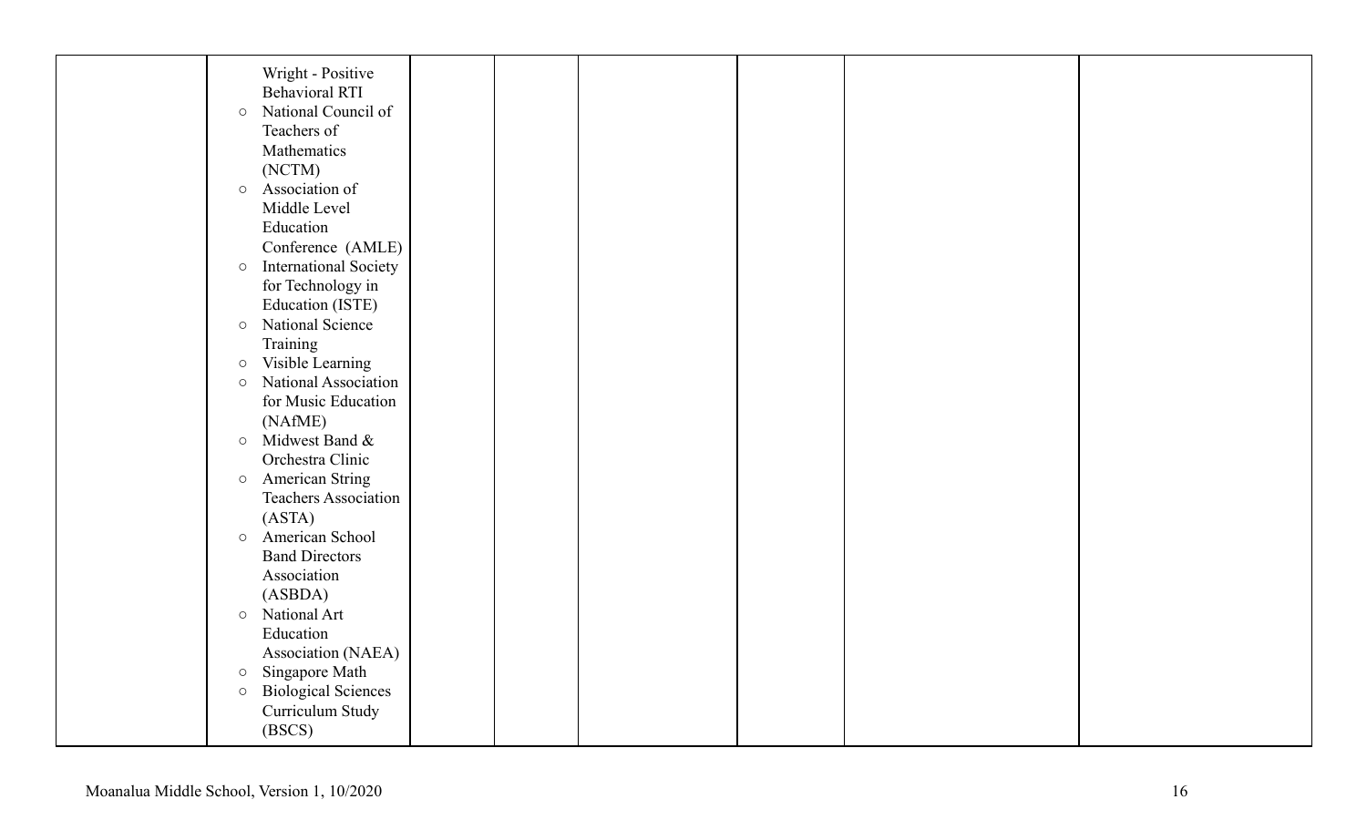| | | | | | | | |
|---|---|---|---|---|---|---|---|
| | Wright - Positive Behavioral RTI<br>○ National Council of Teachers of Mathematics (NCTM)<br>○ Association of Middle Level Education Conference (AMLE)<br>○ International Society for Technology in Education (ISTE)<br>○ National Science Training<br>○ Visible Learning<br>○ National Association for Music Education (NAfME)<br>○ Midwest Band & Orchestra Clinic<br>○ American String Teachers Association (ASTA)<br>○ American School Band Directors Association (ASBDA)<br>○ National Art Education Association (NAEA)<br>○ Singapore Math<br>○ Biological Sciences Curriculum Study (BSCS) | | | | | | |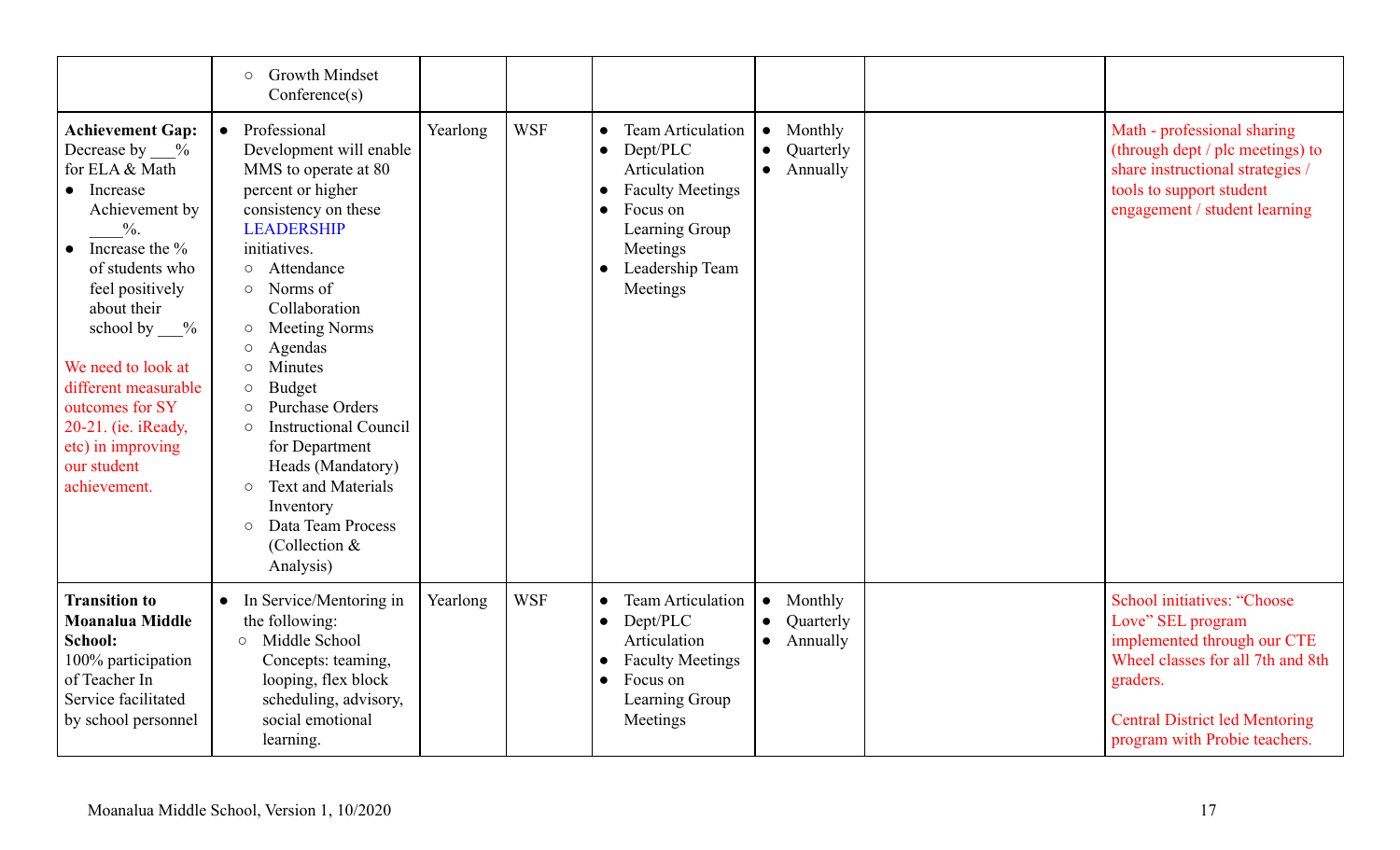| | | | | | | | |
|---|---|---|---|---|---|---|---|
| | ○ Growth Mindset Conference(s) | | | | | | |
| **Achievement Gap:** Decrease by ___% for ELA & Math<br>● Increase Achievement by ____%.<br>● Increase the % of students who feel positively about their school by ___%<br><br>We need to look at different measurable outcomes for SY 20-21. (ie. iReady, etc) in improving our student achievement. | ● Professional Development will enable MMS to operate at 80 percent or higher consistency on these LEADERSHIP initiatives.<br>○ Attendance<br>○ Norms of Collaboration<br>○ Meeting Norms<br>○ Agendas<br>○ Minutes<br>○ Budget<br>○ Purchase Orders<br>○ Instructional Council for Department Heads (Mandatory)<br>○ Text and Materials Inventory<br>○ Data Team Process (Collection & Analysis) | Yearlong | WSF | ● Team Articulation<br>● Dept/PLC Articulation<br>● Faculty Meetings<br>● Focus on Learning Group Meetings<br>● Leadership Team Meetings | ● Monthly<br>● Quarterly<br>● Annually | | Math - professional sharing (through dept / plc meetings) to share instructional strategies / tools to support student engagement / student learning |
| **Transition to Moanalua Middle School:** 100% participation of Teacher In Service facilitated by school personnel | ● In Service/Mentoring in the following:<br>○ Middle School Concepts: teaming, looping, flex block scheduling, advisory, social emotional learning. | Yearlong | WSF | ● Team Articulation<br>● Dept/PLC Articulation<br>● Faculty Meetings<br>● Focus on Learning Group Meetings | ● Monthly<br>● Quarterly<br>● Annually | | School initiatives: "Choose Love" SEL program implemented through our CTE Wheel classes for all 7th and 8th graders.<br><br>Central District led Mentoring program with Probie teachers. |

Moanalua Middle School, Version 1, 10/2020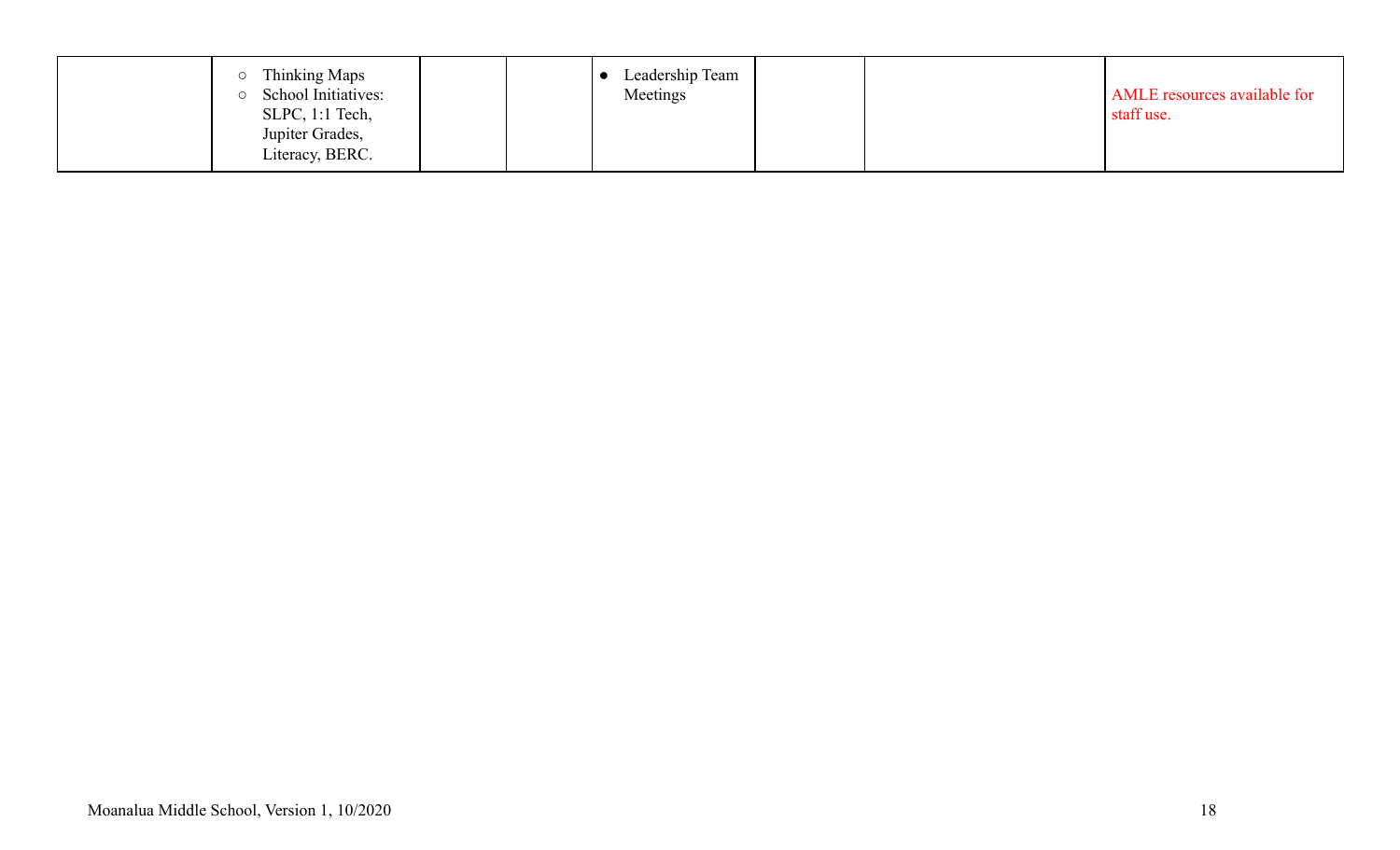|  |  |  |  |  |  |  |  |
|---|---|---|---|---|---|---|---|
|  | ○ Thinking Maps<br>○ School Initiatives: SLPC, 1:1 Tech, Jupiter Grades, Literacy, BERC. |  |  | ● Leadership Team Meetings |  |  | AMLE resources available for staff use. |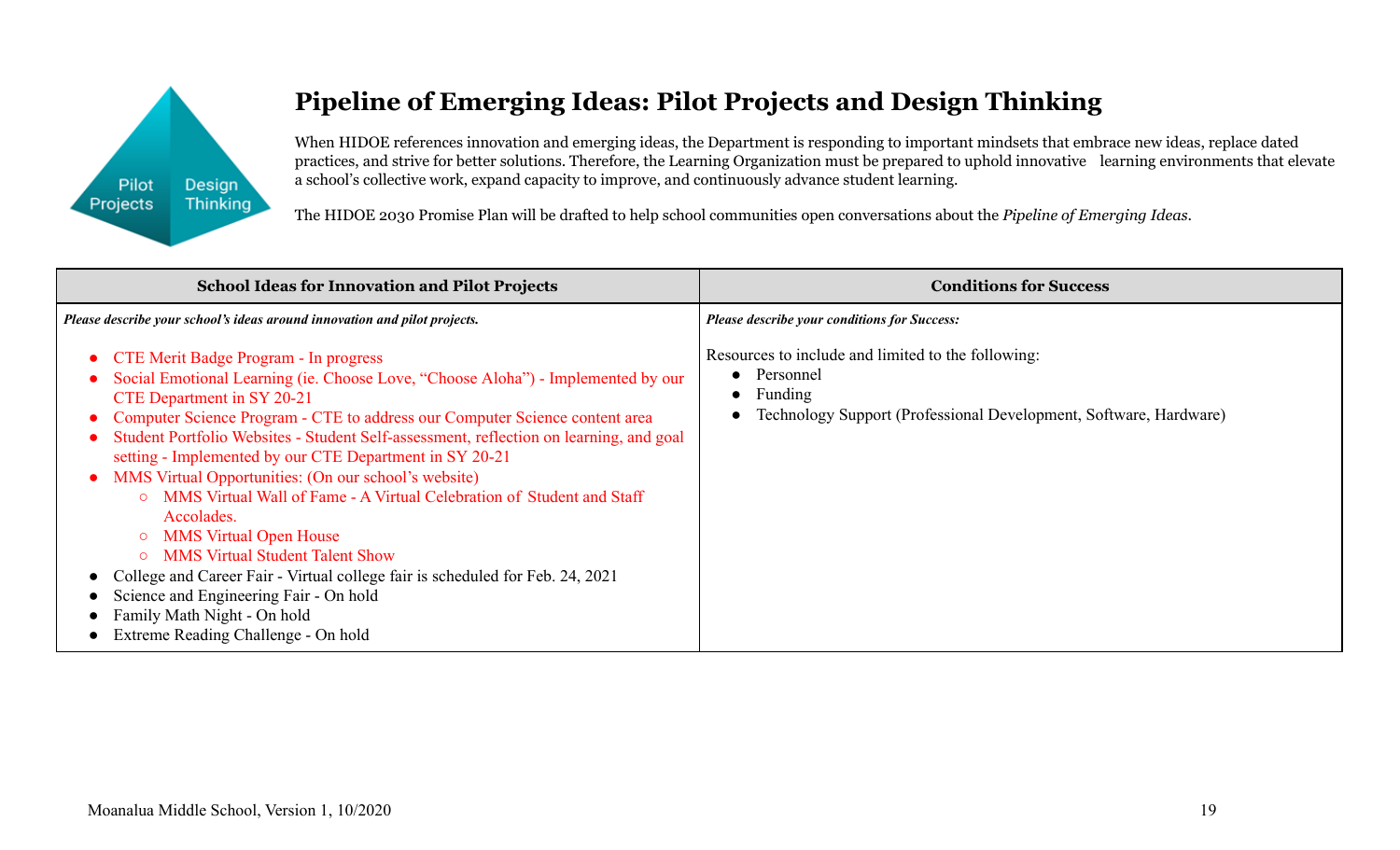Pilot Projects

Design Thinking

# Pipeline of Emerging Ideas: Pilot Projects and Design Thinking

When HIDOE references innovation and emerging ideas, the Department is responding to important mindsets that embrace new ideas, replace dated practices, and strive for better solutions. Therefore, the Learning Organization must be prepared to uphold innovative learning environments that elevate a school's collective work, expand capacity to improve, and continuously advance student learning.

The HIDOE 2030 Promise Plan will be drafted to help school communities open conversations about the *Pipeline of Emerging Ideas*.

| School Ideas for Innovation and Pilot Projects | Conditions for Success |
|---|---|
| ***Please describe your school's ideas around innovation and pilot projects.*** <br><br> • CTE Merit Badge Program - In progress <br> • Social Emotional Learning (ie. Choose Love, "Choose Aloha") - Implemented by our CTE Department in SY 20-21 <br> • Computer Science Program - CTE to address our Computer Science content area <br> • Student Portfolio Websites - Student Self-assessment, reflection on learning, and goal setting - Implemented by our CTE Department in SY 20-21 <br> • MMS Virtual Opportunities: (On our school's website) <br> &nbsp;&nbsp;&nbsp;&nbsp;○ MMS Virtual Wall of Fame - A Virtual Celebration of Student and Staff Accolades. <br> &nbsp;&nbsp;&nbsp;&nbsp;○ MMS Virtual Open House <br> &nbsp;&nbsp;&nbsp;&nbsp;○ MMS Virtual Student Talent Show <br> • College and Career Fair - Virtual college fair is scheduled for Feb. 24, 2021 <br> • Science and Engineering Fair - On hold <br> • Family Math Night - On hold <br> • Extreme Reading Challenge - On hold | ***Please describe your conditions for Success:*** <br><br> Resources to include and limited to the following: <br> • Personnel <br> • Funding <br> • Technology Support (Professional Development, Software, Hardware) |

Moanalua Middle School, Version 1, 10/2020